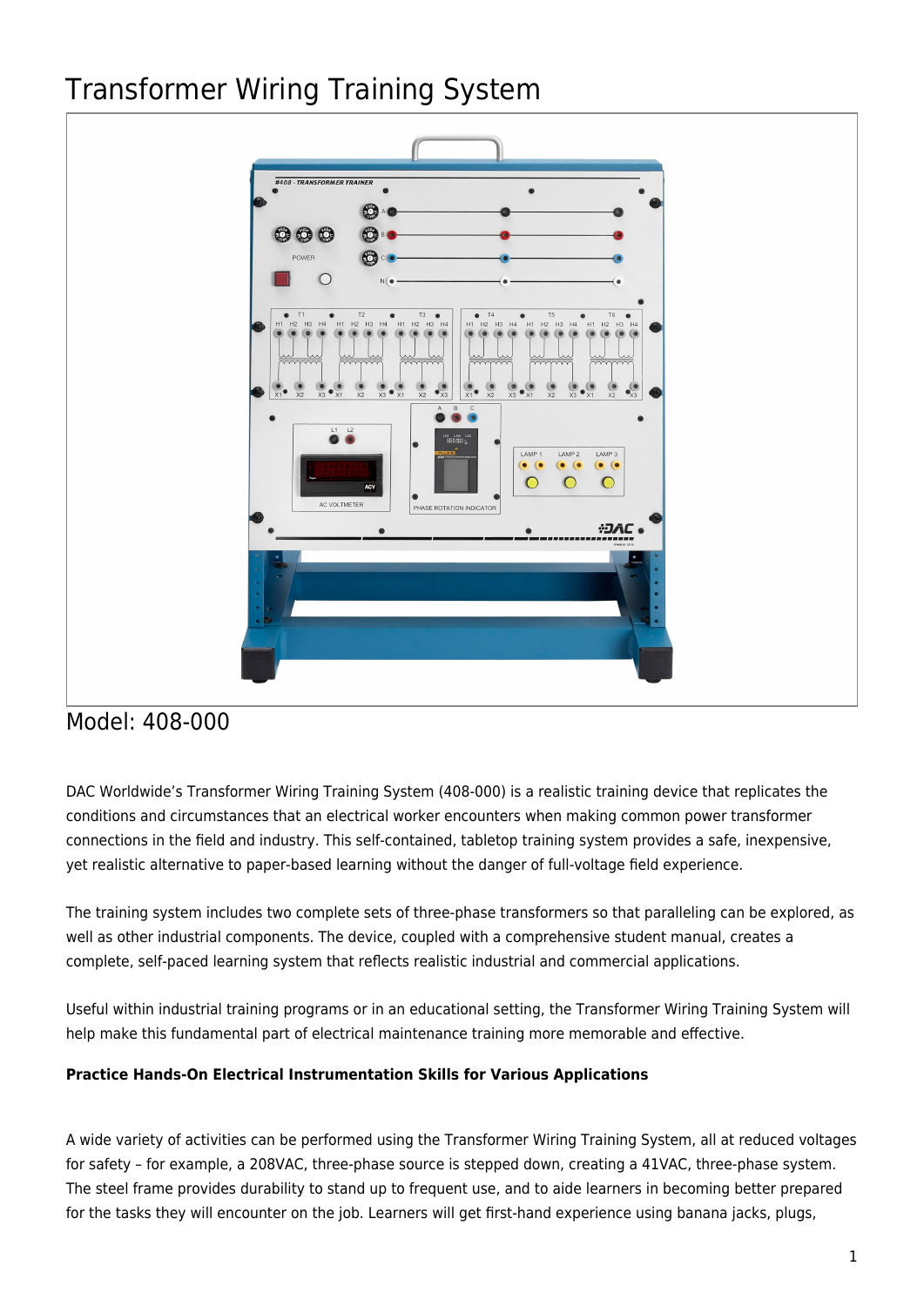# Transformer Wiring Training System

Model: 408-000

DAC Worldwide's Transformer Wiring Training System (408-000) is a realistic training device that replicates the conditions and circumstances that an electrical worker encounters when making common power transformer connections in the field and industry. This self-contained, tabletop training system provides a safe, inexpensive, yet realistic alternative to paper-based learning without the danger of full-voltage field experience.

The training system includes two complete sets of three-phase transformers so that paralleling can be explored, as well as other industrial components. The device, coupled with a comprehensive student manual, creates a complete, self-paced learning system that reflects realistic industrial and commercial applications.

Useful within industrial training programs or in an educational setting, the Transformer Wiring Training System will help make this fundamental part of electrical maintenance training more memorable and effective.

**Practice Hands-On Electrical Instrumentation Skills for Various Applications**

A wide variety of activities can be performed using the Transformer Wiring Training System, all at reduced voltages for safety – for example, a 208VAC, three-phase source is stepped down, creating a 41VAC, three-phase system. The steel frame provides durability to stand up to frequent use, and to aide learners in becoming better prepared for the tasks they will encounter on the job. Learners will get first-hand experience using banana jacks, plugs,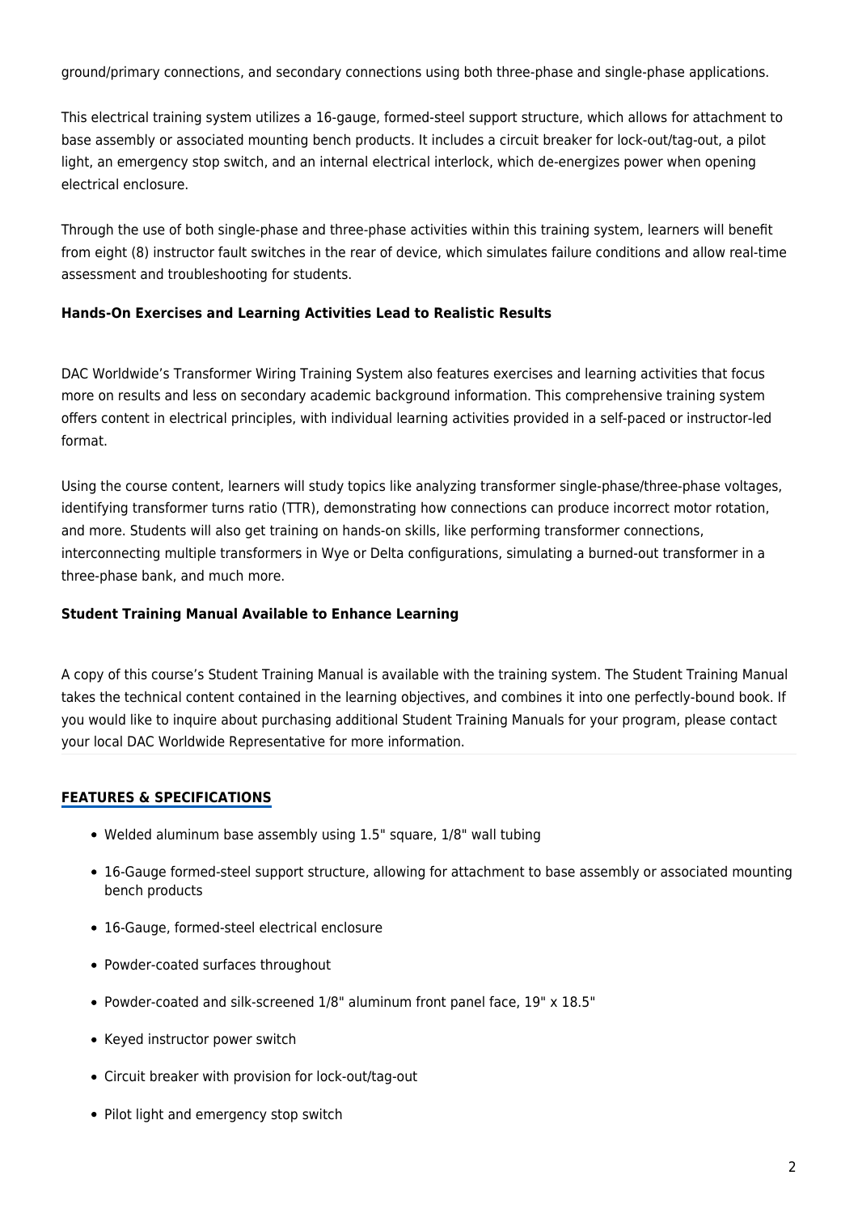ground/primary connections, and secondary connections using both three-phase and single-phase applications.

This electrical training system utilizes a 16-gauge, formed-steel support structure, which allows for attachment to base assembly or associated mounting bench products. It includes a circuit breaker for lock-out/tag-out, a pilot light, an emergency stop switch, and an internal electrical interlock, which de-energizes power when opening electrical enclosure.

Through the use of both single-phase and three-phase activities within this training system, learners will benefit from eight (8) instructor fault switches in the rear of device, which simulates failure conditions and allow real-time assessment and troubleshooting for students.

**Hands-On Exercises and Learning Activities Lead to Realistic Results**

DAC Worldwide's Transformer Wiring Training System also features exercises and learning activities that focus more on results and less on secondary academic background information. This comprehensive training system offers content in electrical principles, with individual learning activities provided in a self-paced or instructor-led format.

Using the course content, learners will study topics like analyzing transformer single-phase/three-phase voltages, identifying transformer turns ratio (TTR), demonstrating how connections can produce incorrect motor rotation, and more. Students will also get training on hands-on skills, like performing transformer connections, interconnecting multiple transformers in Wye or Delta configurations, simulating a burned-out transformer in a three-phase bank, and much more.

**Student Training Manual Available to Enhance Learning**

A copy of this course's Student Training Manual is available with the training system. The Student Training Manual takes the technical content contained in the learning objectives, and combines it into one perfectly-bound book. If you would like to inquire about purchasing additional Student Training Manuals for your program, please contact your local DAC Worldwide Representative for more information.

## FEATURES & SPECIFICATIONS

- Welded aluminum base assembly using 1.5" square, 1/8" wall tubing
- 16-Gauge formed-steel support structure, allowing for attachment to base assembly or associated mounting bench products
- 16-Gauge, formed-steel electrical enclosure
- Powder-coated surfaces throughout
- Powder-coated and silk-screened 1/8" aluminum front panel face, 19" x 18.5"
- Keyed instructor power switch
- Circuit breaker with provision for lock-out/tag-out
- Pilot light and emergency stop switch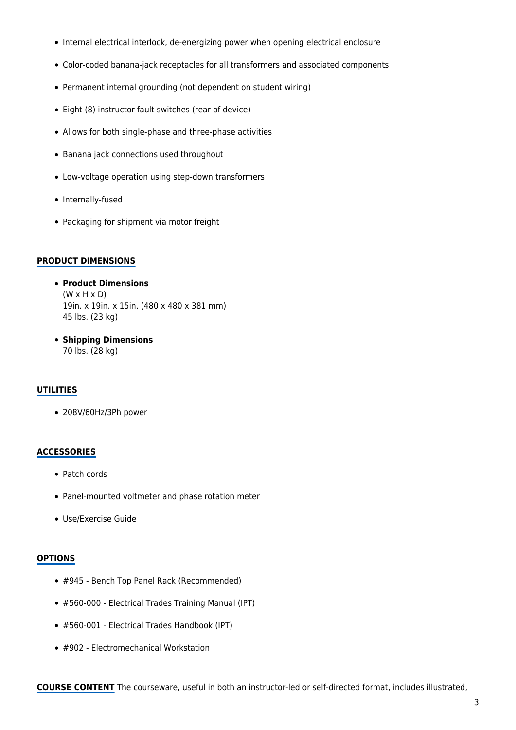- Internal electrical interlock, de-energizing power when opening electrical enclosure
- Color-coded banana-jack receptacles for all transformers and associated components
- Permanent internal grounding (not dependent on student wiring)
- Eight (8) instructor fault switches (rear of device)
- Allows for both single-phase and three-phase activities
- Banana jack connections used throughout
- Low-voltage operation using step-down transformers
- Internally-fused
- Packaging for shipment via motor freight

## PRODUCT DIMENSIONS

- **Product Dimensions**
  (W x H x D)
  19in. x 19in. x 15in. (480 x 480 x 381 mm)
  45 lbs. (23 kg)
- **Shipping Dimensions**
  70 lbs. (28 kg)

## UTILITIES

- 208V/60Hz/3Ph power

## ACCESSORIES

- Patch cords
- Panel-mounted voltmeter and phase rotation meter
- Use/Exercise Guide

## OPTIONS

- #945 - Bench Top Panel Rack (Recommended)
- #560-000 - Electrical Trades Training Manual (IPT)
- #560-001 - Electrical Trades Handbook (IPT)
- #902 - Electromechanical Workstation

**COURSE CONTENT** The courseware, useful in both an instructor-led or self-directed format, includes illustrated,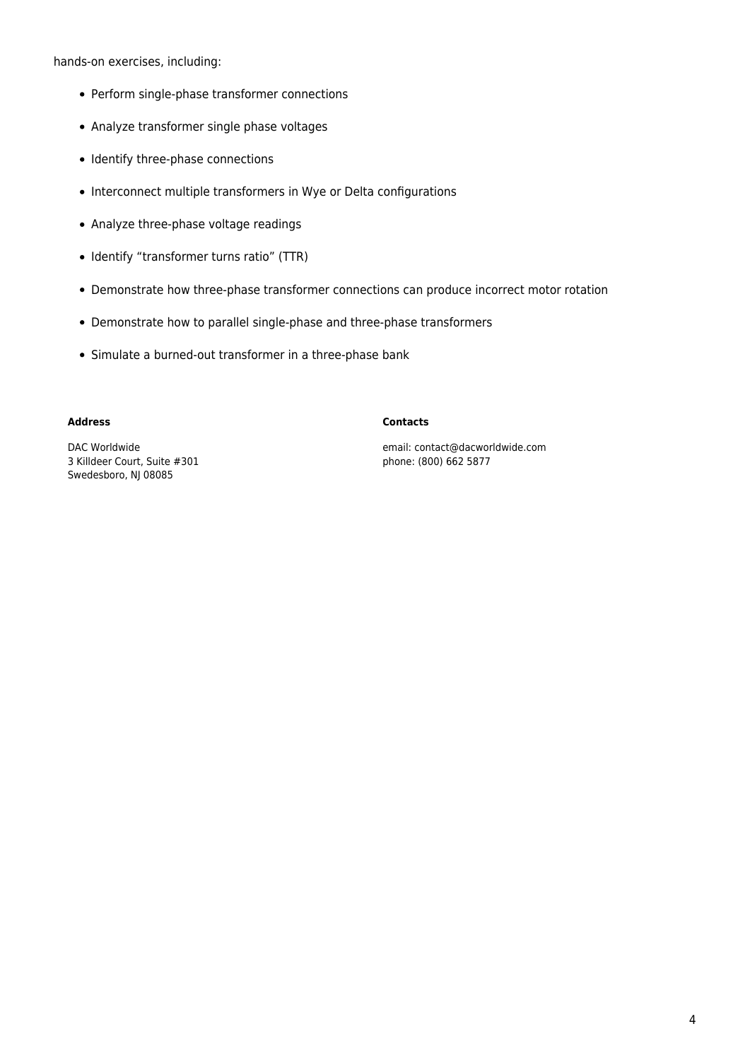hands-on exercises, including:

- Perform single-phase transformer connections
- Analyze transformer single phase voltages
- Identify three-phase connections
- Interconnect multiple transformers in Wye or Delta configurations
- Analyze three-phase voltage readings
- Identify “transformer turns ratio” (TTR)
- Demonstrate how three-phase transformer connections can produce incorrect motor rotation
- Demonstrate how to parallel single-phase and three-phase transformers
- Simulate a burned-out transformer in a three-phase bank

**Address**

DAC Worldwide
3 Killdeer Court, Suite #301
Swedesboro, NJ 08085

**Contacts**

email: contact@dacworldwide.com
phone: (800) 662 5877